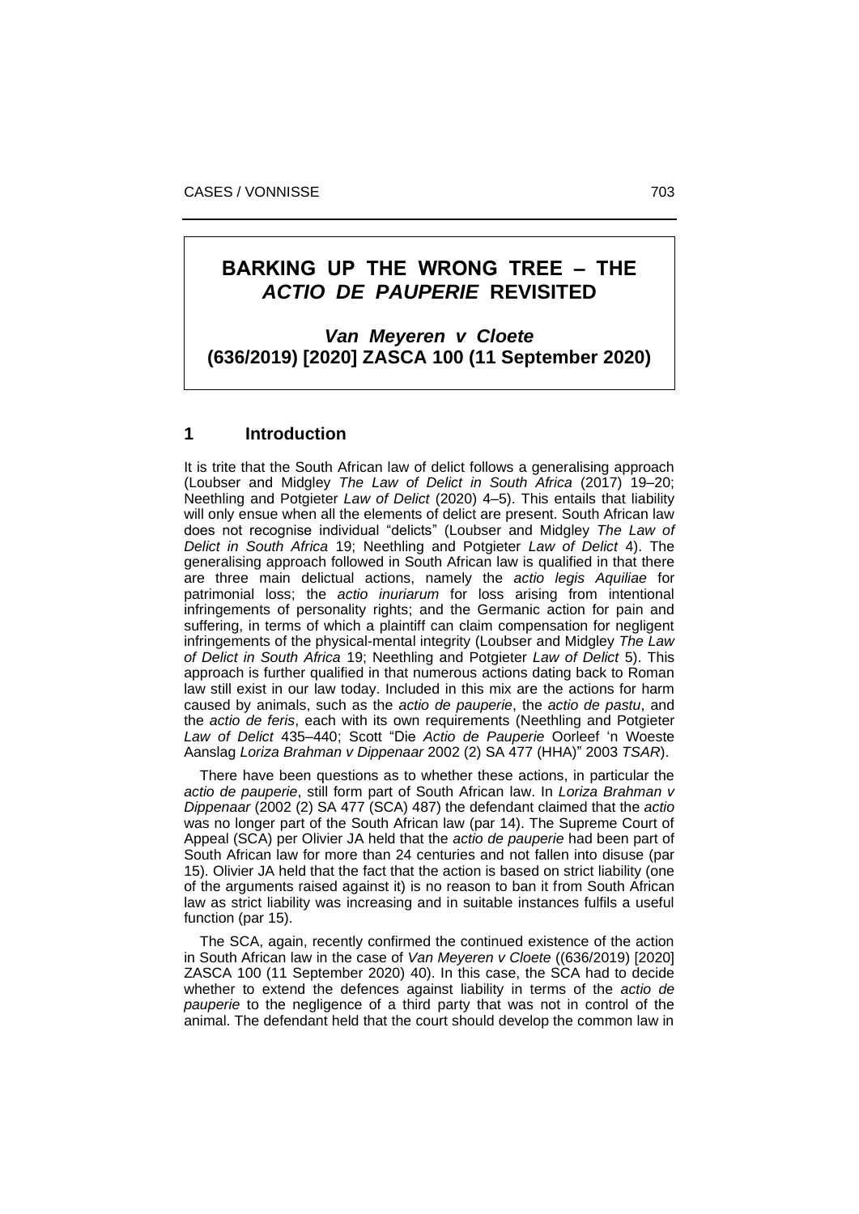# BARKING UP THE WRONG TREE – THE *ACTIO DE PAUPERIE* REVISITED

## *Van Meyeren v Cloete* (636/2019) [2020] ZASCA 100 (11 September 2020)

## 1 Introduction

It is trite that the South African law of delict follows a generalising approach (Loubser and Midgley *The Law of Delict in South Africa* (2017) 19–20; Neethling and Potgieter *Law of Delict* (2020) 4–5). This entails that liability will only ensue when all the elements of delict are present. South African law does not recognise individual "delicts" (Loubser and Midgley *The Law of Delict in South Africa* 19; Neethling and Potgieter *Law of Delict* 4). The generalising approach followed in South African law is qualified in that there are three main delictual actions, namely the *actio legis Aquiliae* for patrimonial loss; the *actio inuriarum* for loss arising from intentional infringements of personality rights; and the Germanic action for pain and suffering, in terms of which a plaintiff can claim compensation for negligent infringements of the physical-mental integrity (Loubser and Midgley *The Law of Delict in South Africa* 19; Neethling and Potgieter *Law of Delict* 5). This approach is further qualified in that numerous actions dating back to Roman law still exist in our law today. Included in this mix are the actions for harm caused by animals, such as the *actio de pauperie*, the *actio de pastu*, and the *actio de feris*, each with its own requirements (Neethling and Potgieter *Law of Delict* 435–440; Scott "Die *Actio de Pauperie* Oorleef 'n Woeste Aanslag *Loriza Brahman v Dippenaar* 2002 (2) SA 477 (HHA)" 2003 *TSAR*).

There have been questions as to whether these actions, in particular the *actio de pauperie*, still form part of South African law. In *Loriza Brahman v Dippenaar* (2002 (2) SA 477 (SCA) 487) the defendant claimed that the *actio* was no longer part of the South African law (par 14). The Supreme Court of Appeal (SCA) per Olivier JA held that the *actio de pauperie* had been part of South African law for more than 24 centuries and not fallen into disuse (par 15). Olivier JA held that the fact that the action is based on strict liability (one of the arguments raised against it) is no reason to ban it from South African law as strict liability was increasing and in suitable instances fulfils a useful function (par 15).

The SCA, again, recently confirmed the continued existence of the action in South African law in the case of *Van Meyeren v Cloete* ((636/2019) [2020] ZASCA 100 (11 September 2020) 40). In this case, the SCA had to decide whether to extend the defences against liability in terms of the *actio de pauperie* to the negligence of a third party that was not in control of the animal. The defendant held that the court should develop the common law in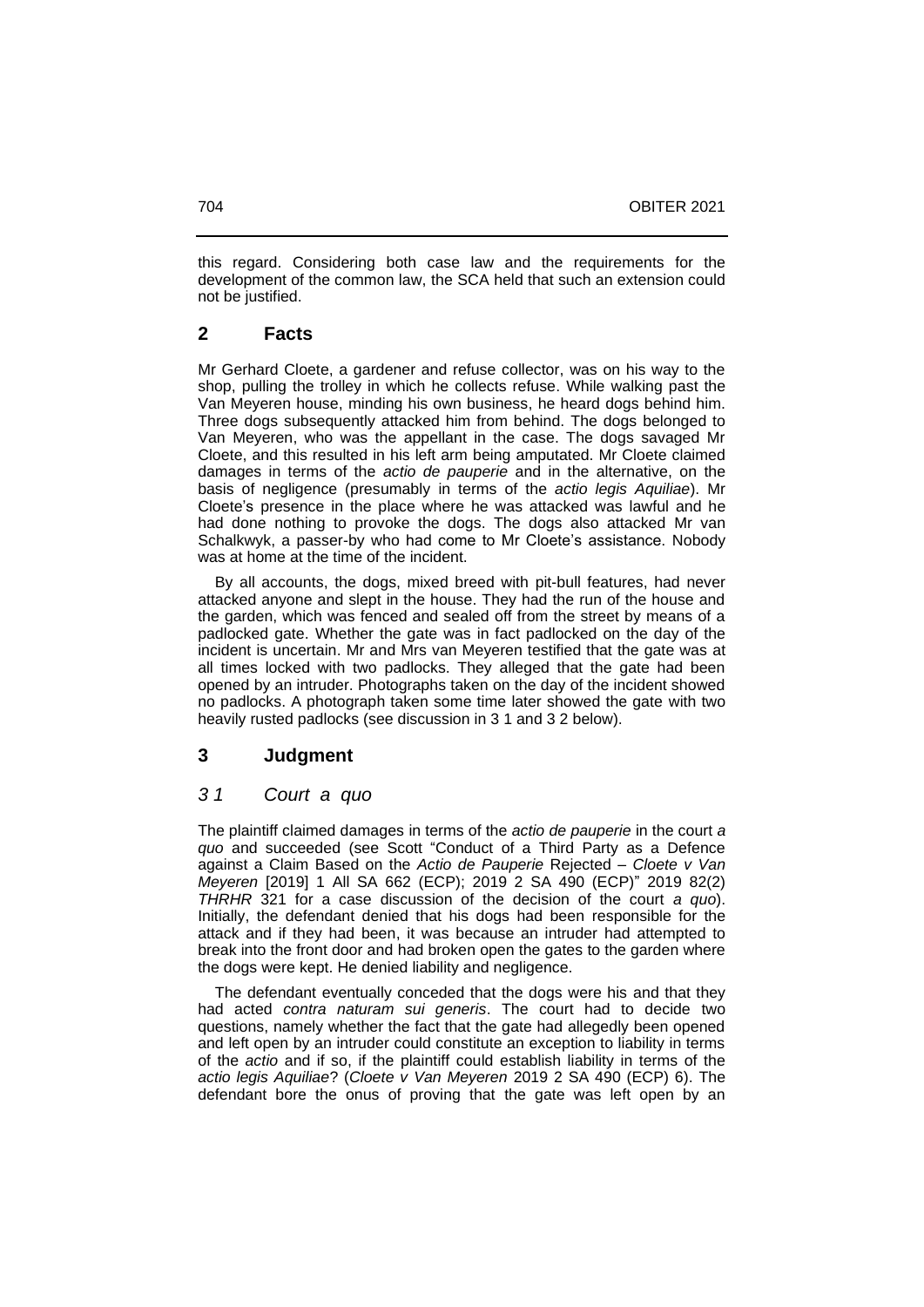this regard. Considering both case law and the requirements for the development of the common law, the SCA held that such an extension could not be justified.

## 2 Facts

Mr Gerhard Cloete, a gardener and refuse collector, was on his way to the shop, pulling the trolley in which he collects refuse. While walking past the Van Meyeren house, minding his own business, he heard dogs behind him. Three dogs subsequently attacked him from behind. The dogs belonged to Van Meyeren, who was the appellant in the case. The dogs savaged Mr Cloete, and this resulted in his left arm being amputated. Mr Cloete claimed damages in terms of the *actio de pauperie* and in the alternative, on the basis of negligence (presumably in terms of the *actio legis Aquiliae*). Mr Cloete's presence in the place where he was attacked was lawful and he had done nothing to provoke the dogs. The dogs also attacked Mr van Schalkwyk, a passer-by who had come to Mr Cloete's assistance. Nobody was at home at the time of the incident.

By all accounts, the dogs, mixed breed with pit-bull features, had never attacked anyone and slept in the house. They had the run of the house and the garden, which was fenced and sealed off from the street by means of a padlocked gate. Whether the gate was in fact padlocked on the day of the incident is uncertain. Mr and Mrs van Meyeren testified that the gate was at all times locked with two padlocks. They alleged that the gate had been opened by an intruder. Photographs taken on the day of the incident showed no padlocks. A photograph taken some time later showed the gate with two heavily rusted padlocks (see discussion in 3 1 and 3 2 below).

## 3 Judgment

### *3 1 Court a quo*

The plaintiff claimed damages in terms of the *actio de pauperie* in the court *a quo* and succeeded (see Scott "Conduct of a Third Party as a Defence against a Claim Based on the *Actio de Pauperie* Rejected – *Cloete v Van Meyeren* [2019] 1 All SA 662 (ECP); 2019 2 SA 490 (ECP)" 2019 82(2) *THRHR* 321 for a case discussion of the decision of the court *a quo*). Initially, the defendant denied that his dogs had been responsible for the attack and if they had been, it was because an intruder had attempted to break into the front door and had broken open the gates to the garden where the dogs were kept. He denied liability and negligence.

The defendant eventually conceded that the dogs were his and that they had acted *contra naturam sui generis*. The court had to decide two questions, namely whether the fact that the gate had allegedly been opened and left open by an intruder could constitute an exception to liability in terms of the *actio* and if so, if the plaintiff could establish liability in terms of the *actio legis Aquiliae*? (*Cloete v Van Meyeren* 2019 2 SA 490 (ECP) 6). The defendant bore the onus of proving that the gate was left open by an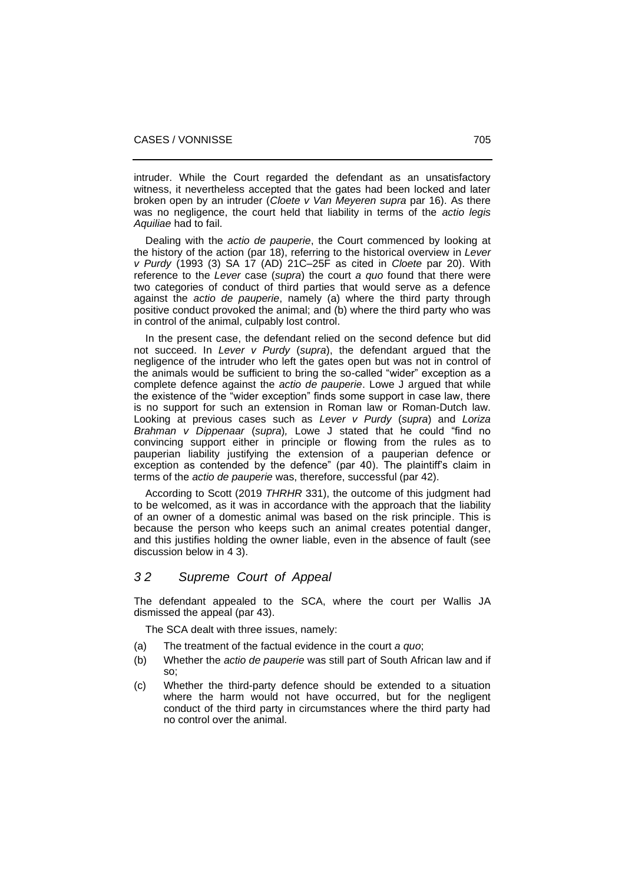intruder. While the Court regarded the defendant as an unsatisfactory witness, it nevertheless accepted that the gates had been locked and later broken open by an intruder (*Cloete v Van Meyeren supra* par 16). As there was no negligence, the court held that liability in terms of the *actio legis Aquiliae* had to fail.

Dealing with the *actio de pauperie*, the Court commenced by looking at the history of the action (par 18), referring to the historical overview in *Lever v Purdy* (1993 (3) SA 17 (AD) 21C–25F as cited in *Cloete* par 20). With reference to the *Lever* case (*supra*) the court *a quo* found that there were two categories of conduct of third parties that would serve as a defence against the *actio de pauperie*, namely (a) where the third party through positive conduct provoked the animal; and (b) where the third party who was in control of the animal, culpably lost control.

In the present case, the defendant relied on the second defence but did not succeed. In *Lever v Purdy* (*supra*), the defendant argued that the negligence of the intruder who left the gates open but was not in control of the animals would be sufficient to bring the so-called "wider" exception as a complete defence against the *actio de pauperie*. Lowe J argued that while the existence of the "wider exception" finds some support in case law, there is no support for such an extension in Roman law or Roman-Dutch law. Looking at previous cases such as *Lever v Purdy* (*supra*) and *Loriza Brahman v Dippenaar* (*supra*)*,* Lowe J stated that he could "find no convincing support either in principle or flowing from the rules as to pauperian liability justifying the extension of a pauperian defence or exception as contended by the defence" (par 40). The plaintiff's claim in terms of the *actio de pauperie* was, therefore, successful (par 42).

According to Scott (2019 *THRHR* 331), the outcome of this judgment had to be welcomed, as it was in accordance with the approach that the liability of an owner of a domestic animal was based on the risk principle. This is because the person who keeps such an animal creates potential danger, and this justifies holding the owner liable, even in the absence of fault (see discussion below in 4 3).

## *3 2 Supreme Court of Appeal*

The defendant appealed to the SCA, where the court per Wallis JA dismissed the appeal (par 43).

The SCA dealt with three issues, namely:

(a) The treatment of the factual evidence in the court *a quo*;

(b) Whether the *actio de pauperie* was still part of South African law and if so;

(c) Whether the third-party defence should be extended to a situation where the harm would not have occurred, but for the negligent conduct of the third party in circumstances where the third party had no control over the animal.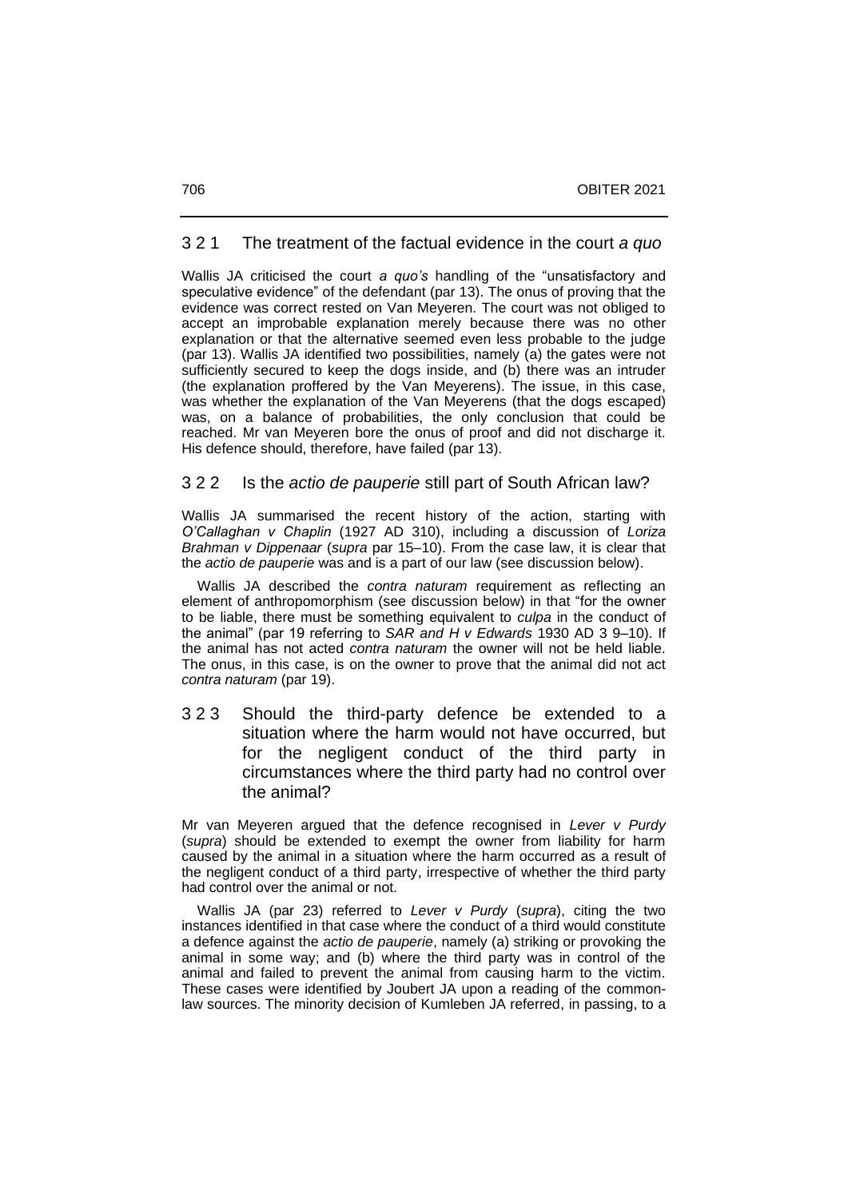### 3 2 1 The treatment of the factual evidence in the court *a quo*

Wallis JA criticised the court *a quo's* handling of the "unsatisfactory and speculative evidence" of the defendant (par 13). The onus of proving that the evidence was correct rested on Van Meyeren. The court was not obliged to accept an improbable explanation merely because there was no other explanation or that the alternative seemed even less probable to the judge (par 13). Wallis JA identified two possibilities, namely (a) the gates were not sufficiently secured to keep the dogs inside, and (b) there was an intruder (the explanation proffered by the Van Meyerens). The issue, in this case, was whether the explanation of the Van Meyerens (that the dogs escaped) was, on a balance of probabilities, the only conclusion that could be reached. Mr van Meyeren bore the onus of proof and did not discharge it. His defence should, therefore, have failed (par 13).

### 3 2 2 Is the *actio de pauperie* still part of South African law?

Wallis JA summarised the recent history of the action, starting with *O'Callaghan v Chaplin* (1927 AD 310), including a discussion of *Loriza Brahman v Dippenaar* (*supra* par 15–10). From the case law, it is clear that the *actio de pauperie* was and is a part of our law (see discussion below).

Wallis JA described the *contra naturam* requirement as reflecting an element of anthropomorphism (see discussion below) in that "for the owner to be liable, there must be something equivalent to *culpa* in the conduct of the animal" (par 19 referring to *SAR and H v Edwards* 1930 AD 3 9–10). If the animal has not acted *contra naturam* the owner will not be held liable. The onus, in this case, is on the owner to prove that the animal did not act *contra naturam* (par 19).

### 3 2 3 Should the third-party defence be extended to a situation where the harm would not have occurred, but for the negligent conduct of the third party in circumstances where the third party had no control over the animal?

Mr van Meyeren argued that the defence recognised in *Lever v Purdy* (*supra*) should be extended to exempt the owner from liability for harm caused by the animal in a situation where the harm occurred as a result of the negligent conduct of a third party, irrespective of whether the third party had control over the animal or not.

Wallis JA (par 23) referred to *Lever v Purdy* (*supra*), citing the two instances identified in that case where the conduct of a third would constitute a defence against the *actio de pauperie*, namely (a) striking or provoking the animal in some way; and (b) where the third party was in control of the animal and failed to prevent the animal from causing harm to the victim. These cases were identified by Joubert JA upon a reading of the common-law sources. The minority decision of Kumleben JA referred, in passing, to a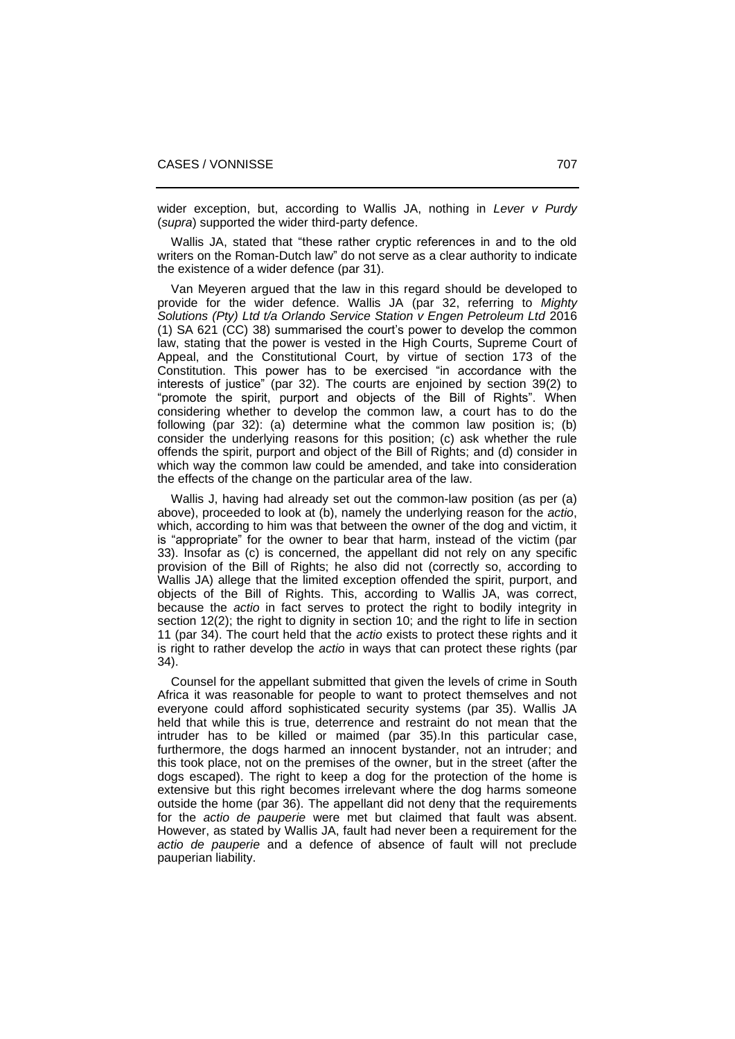wider exception, but, according to Wallis JA, nothing in *Lever v Purdy* (*supra*) supported the wider third-party defence.

Wallis JA, stated that "these rather cryptic references in and to the old writers on the Roman-Dutch law" do not serve as a clear authority to indicate the existence of a wider defence (par 31).

Van Meyeren argued that the law in this regard should be developed to provide for the wider defence. Wallis JA (par 32, referring to *Mighty Solutions (Pty) Ltd t/a Orlando Service Station v Engen Petroleum Ltd* 2016 (1) SA 621 (CC) 38) summarised the court's power to develop the common law, stating that the power is vested in the High Courts, Supreme Court of Appeal, and the Constitutional Court, by virtue of section 173 of the Constitution. This power has to be exercised "in accordance with the interests of justice" (par 32). The courts are enjoined by section 39(2) to "promote the spirit, purport and objects of the Bill of Rights". When considering whether to develop the common law, a court has to do the following (par 32): (a) determine what the common law position is; (b) consider the underlying reasons for this position; (c) ask whether the rule offends the spirit, purport and object of the Bill of Rights; and (d) consider in which way the common law could be amended, and take into consideration the effects of the change on the particular area of the law.

Wallis J, having had already set out the common-law position (as per (a) above), proceeded to look at (b), namely the underlying reason for the *actio*, which, according to him was that between the owner of the dog and victim, it is "appropriate" for the owner to bear that harm, instead of the victim (par 33). Insofar as (c) is concerned, the appellant did not rely on any specific provision of the Bill of Rights; he also did not (correctly so, according to Wallis JA) allege that the limited exception offended the spirit, purport, and objects of the Bill of Rights. This, according to Wallis JA, was correct, because the *actio* in fact serves to protect the right to bodily integrity in section 12(2); the right to dignity in section 10; and the right to life in section 11 (par 34). The court held that the *actio* exists to protect these rights and it is right to rather develop the *actio* in ways that can protect these rights (par 34).

Counsel for the appellant submitted that given the levels of crime in South Africa it was reasonable for people to want to protect themselves and not everyone could afford sophisticated security systems (par 35). Wallis JA held that while this is true, deterrence and restraint do not mean that the intruder has to be killed or maimed (par 35).In this particular case, furthermore, the dogs harmed an innocent bystander, not an intruder; and this took place, not on the premises of the owner, but in the street (after the dogs escaped). The right to keep a dog for the protection of the home is extensive but this right becomes irrelevant where the dog harms someone outside the home (par 36). The appellant did not deny that the requirements for the *actio de pauperie* were met but claimed that fault was absent. However, as stated by Wallis JA, fault had never been a requirement for the *actio de pauperie* and a defence of absence of fault will not preclude pauperian liability.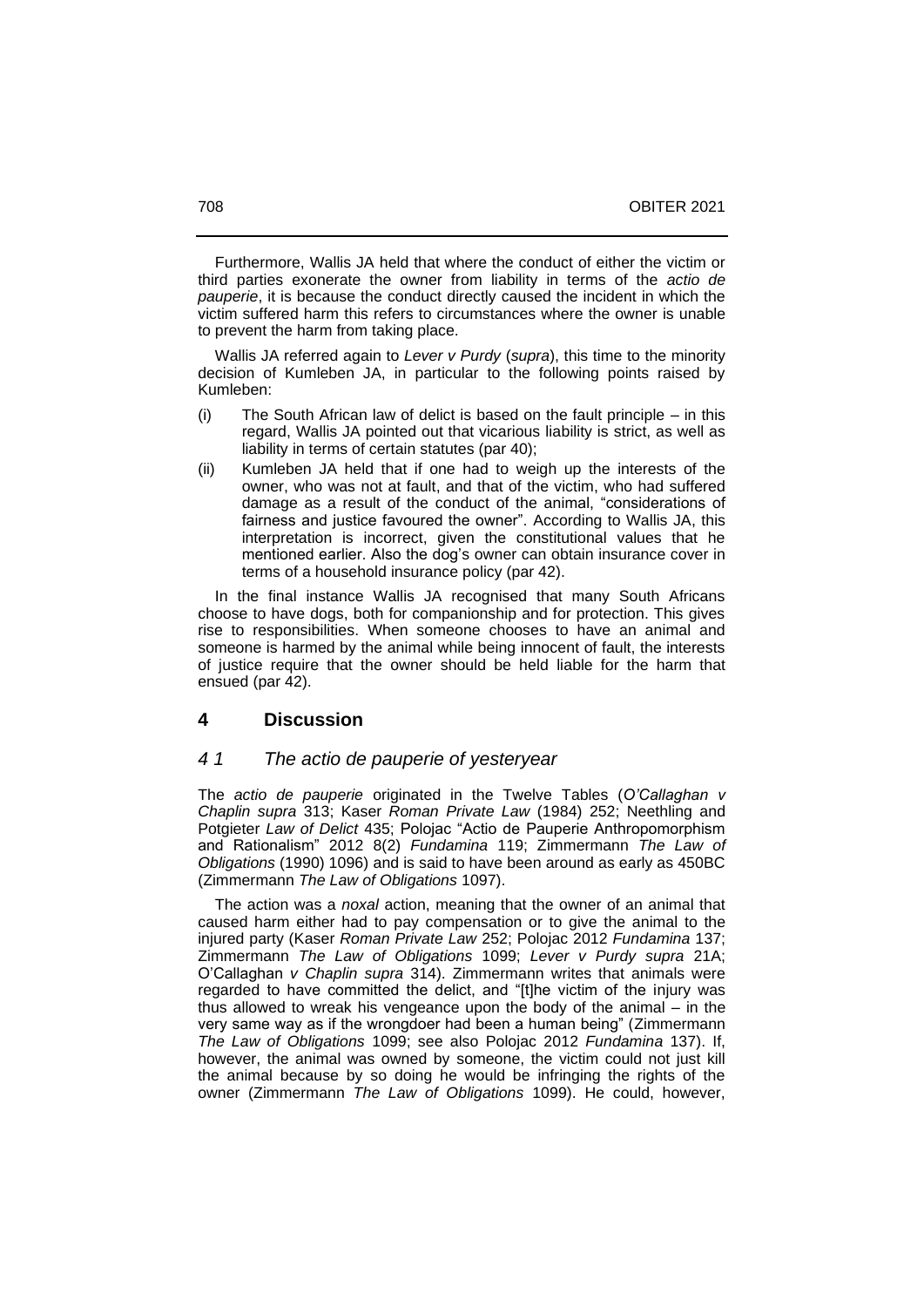Furthermore, Wallis JA held that where the conduct of either the victim or third parties exonerate the owner from liability in terms of the *actio de pauperie*, it is because the conduct directly caused the incident in which the victim suffered harm this refers to circumstances where the owner is unable to prevent the harm from taking place.

Wallis JA referred again to *Lever v Purdy* (*supra*), this time to the minority decision of Kumleben JA, in particular to the following points raised by Kumleben:

(i) The South African law of delict is based on the fault principle – in this regard, Wallis JA pointed out that vicarious liability is strict, as well as liability in terms of certain statutes (par 40);

(ii) Kumleben JA held that if one had to weigh up the interests of the owner, who was not at fault, and that of the victim, who had suffered damage as a result of the conduct of the animal, "considerations of fairness and justice favoured the owner". According to Wallis JA, this interpretation is incorrect, given the constitutional values that he mentioned earlier. Also the dog's owner can obtain insurance cover in terms of a household insurance policy (par 42).

In the final instance Wallis JA recognised that many South Africans choose to have dogs, both for companionship and for protection. This gives rise to responsibilities. When someone chooses to have an animal and someone is harmed by the animal while being innocent of fault, the interests of justice require that the owner should be held liable for the harm that ensued (par 42).

## 4 Discussion

### *4 1 The actio de pauperie of yesteryear*

The *actio de pauperie* originated in the Twelve Tables (*O'Callaghan v Chaplin supra* 313; Kaser *Roman Private Law* (1984) 252; Neethling and Potgieter *Law of Delict* 435; Polojac "Actio de Pauperie Anthropomorphism and Rationalism" 2012 8(2) *Fundamina* 119; Zimmermann *The Law of Obligations* (1990) 1096) and is said to have been around as early as 450BC (Zimmermann *The Law of Obligations* 1097).

The action was a *noxal* action, meaning that the owner of an animal that caused harm either had to pay compensation or to give the animal to the injured party (Kaser *Roman Private Law* 252; Polojac 2012 *Fundamina* 137; Zimmermann *The Law of Obligations* 1099; *Lever v Purdy supra* 21A; O'Callaghan *v Chaplin supra* 314). Zimmermann writes that animals were regarded to have committed the delict, and "[t]he victim of the injury was thus allowed to wreak his vengeance upon the body of the animal – in the very same way as if the wrongdoer had been a human being" (Zimmermann *The Law of Obligations* 1099; see also Polojac 2012 *Fundamina* 137). If, however, the animal was owned by someone, the victim could not just kill the animal because by so doing he would be infringing the rights of the owner (Zimmermann *The Law of Obligations* 1099). He could, however,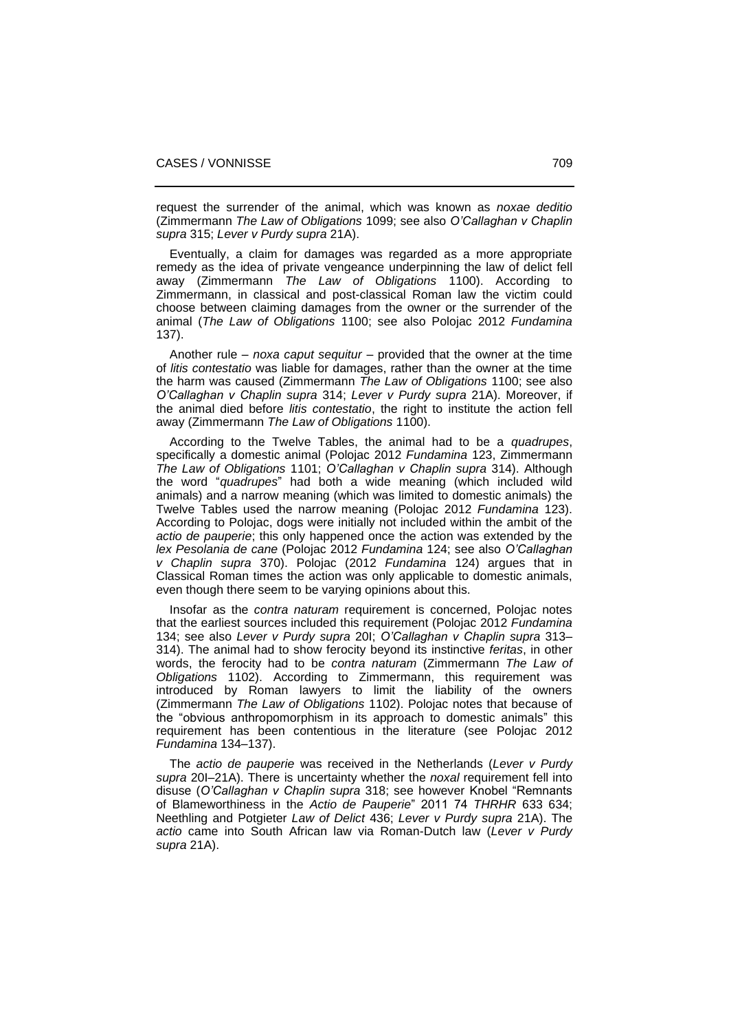request the surrender of the animal, which was known as *noxae deditio* (Zimmermann *The Law of Obligations* 1099; see also *O'Callaghan v Chaplin supra* 315; *Lever v Purdy supra* 21A).

Eventually, a claim for damages was regarded as a more appropriate remedy as the idea of private vengeance underpinning the law of delict fell away (Zimmermann *The Law of Obligations* 1100). According to Zimmermann, in classical and post-classical Roman law the victim could choose between claiming damages from the owner or the surrender of the animal (*The Law of Obligations* 1100; see also Polojac 2012 *Fundamina* 137).

Another rule – *noxa caput sequitur* – provided that the owner at the time of *litis contestatio* was liable for damages, rather than the owner at the time the harm was caused (Zimmermann *The Law of Obligations* 1100; see also *O'Callaghan v Chaplin supra* 314; *Lever v Purdy supra* 21A). Moreover, if the animal died before *litis contestatio*, the right to institute the action fell away (Zimmermann *The Law of Obligations* 1100).

According to the Twelve Tables, the animal had to be a *quadrupes*, specifically a domestic animal (Polojac 2012 *Fundamina* 123, Zimmermann *The Law of Obligations* 1101; *O'Callaghan v Chaplin supra* 314). Although the word "*quadrupes*" had both a wide meaning (which included wild animals) and a narrow meaning (which was limited to domestic animals) the Twelve Tables used the narrow meaning (Polojac 2012 *Fundamina* 123). According to Polojac, dogs were initially not included within the ambit of the *actio de pauperie*; this only happened once the action was extended by the *lex Pesolania de cane* (Polojac 2012 *Fundamina* 124; see also *O'Callaghan v Chaplin supra* 370). Polojac (2012 *Fundamina* 124) argues that in Classical Roman times the action was only applicable to domestic animals, even though there seem to be varying opinions about this.

Insofar as the *contra naturam* requirement is concerned, Polojac notes that the earliest sources included this requirement (Polojac 2012 *Fundamina* 134; see also *Lever v Purdy supra* 20I; *O'Callaghan v Chaplin supra* 313–314). The animal had to show ferocity beyond its instinctive *feritas*, in other words, the ferocity had to be *contra naturam* (Zimmermann *The Law of Obligations* 1102). According to Zimmermann, this requirement was introduced by Roman lawyers to limit the liability of the owners (Zimmermann *The Law of Obligations* 1102). Polojac notes that because of the "obvious anthropomorphism in its approach to domestic animals" this requirement has been contentious in the literature (see Polojac 2012 *Fundamina* 134–137).

The *actio de pauperie* was received in the Netherlands (*Lever v Purdy supra* 20I–21A). There is uncertainty whether the *noxal* requirement fell into disuse (*O'Callaghan v Chaplin supra* 318; see however Knobel "Remnants of Blameworthiness in the *Actio de Pauperie*" 2011 74 *THRHR* 633 634; Neethling and Potgieter *Law of Delict* 436; *Lever v Purdy supra* 21A). The *actio* came into South African law via Roman-Dutch law (*Lever v Purdy supra* 21A).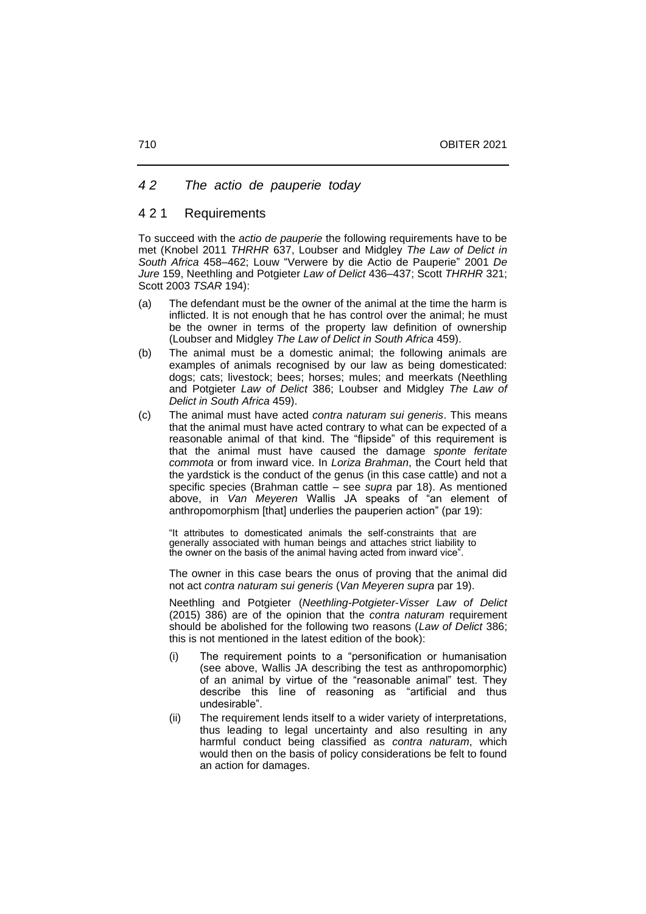## *4 2 The actio de pauperie today*

### 4 2 1 Requirements

To succeed with the *actio de pauperie* the following requirements have to be met (Knobel 2011 *THRHR* 637, Loubser and Midgley *The Law of Delict in South Africa* 458–462; Louw "Verwere by die Actio de Pauperie" 2001 *De Jure* 159, Neethling and Potgieter *Law of Delict* 436–437; Scott *THRHR* 321; Scott 2003 *TSAR* 194):

(a) The defendant must be the owner of the animal at the time the harm is inflicted. It is not enough that he has control over the animal; he must be the owner in terms of the property law definition of ownership (Loubser and Midgley *The Law of Delict in South Africa* 459).

(b) The animal must be a domestic animal; the following animals are examples of animals recognised by our law as being domesticated: dogs; cats; livestock; bees; horses; mules; and meerkats (Neethling and Potgieter *Law of Delict* 386; Loubser and Midgley *The Law of Delict in South Africa* 459).

(c) The animal must have acted *contra naturam sui generis*. This means that the animal must have acted contrary to what can be expected of a reasonable animal of that kind. The "flipside" of this requirement is that the animal must have caused the damage *sponte feritate commota* or from inward vice. In *Loriza Brahman*, the Court held that the yardstick is the conduct of the genus (in this case cattle) and not a specific species (Brahman cattle – see *supra* par 18). As mentioned above, in *Van Meyeren* Wallis JA speaks of "an element of anthropomorphism [that] underlies the pauperien action" (par 19):

> "It attributes to domesticated animals the self-constraints that are generally associated with human beings and attaches strict liability to the owner on the basis of the animal having acted from inward vice".

The owner in this case bears the onus of proving that the animal did not act *contra naturam sui generis* (*Van Meyeren supra* par 19).

Neethling and Potgieter (*Neethling-Potgieter-Visser Law of Delict* (2015) 386) are of the opinion that the *contra naturam* requirement should be abolished for the following two reasons (*Law of Delict* 386; this is not mentioned in the latest edition of the book):

(i) The requirement points to a "personification or humanisation (see above, Wallis JA describing the test as anthropomorphic) of an animal by virtue of the "reasonable animal" test. They describe this line of reasoning as "artificial and thus undesirable".

(ii) The requirement lends itself to a wider variety of interpretations, thus leading to legal uncertainty and also resulting in any harmful conduct being classified as *contra naturam*, which would then on the basis of policy considerations be felt to found an action for damages.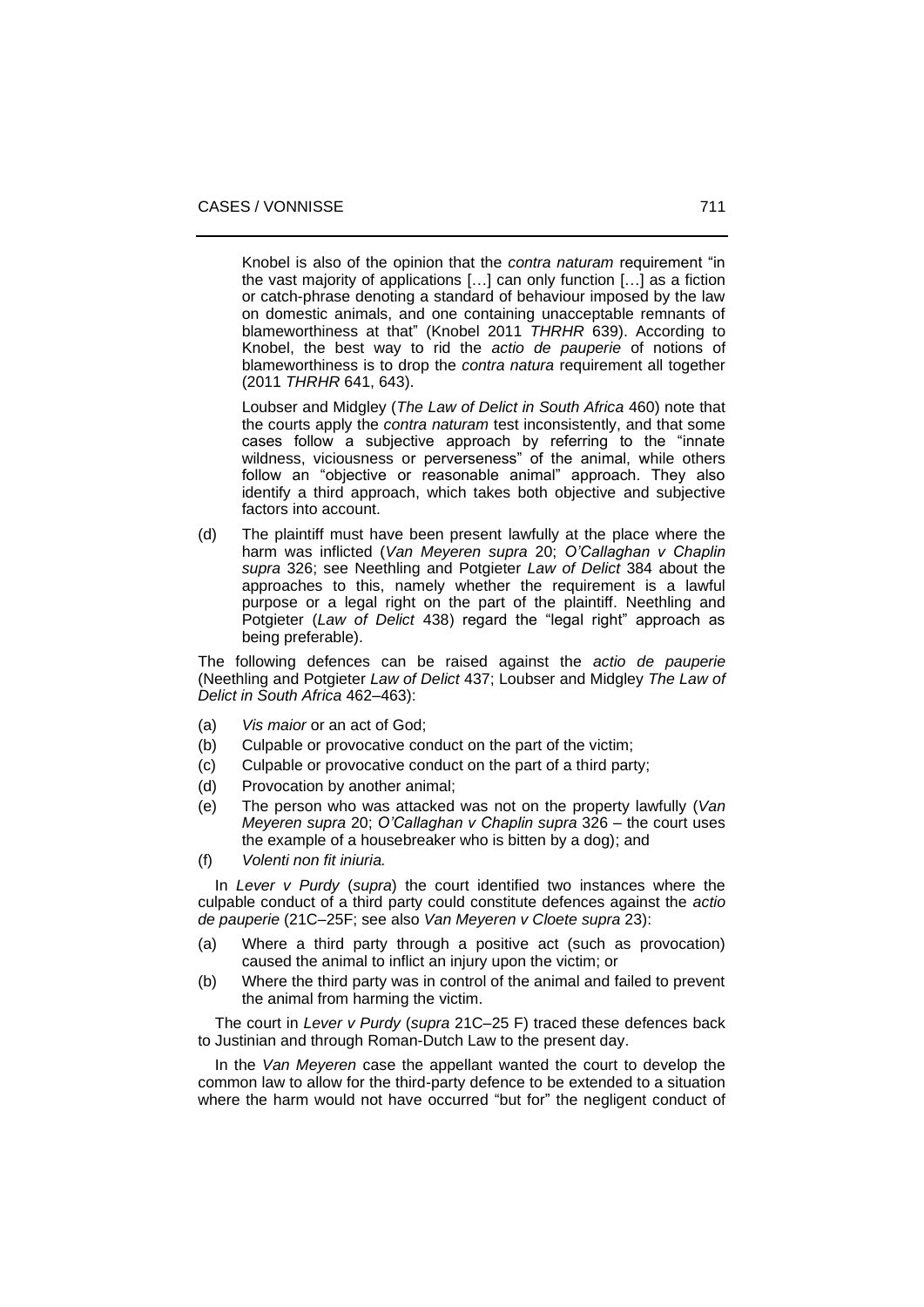Knobel is also of the opinion that the *contra naturam* requirement "in the vast majority of applications […] can only function […] as a fiction or catch-phrase denoting a standard of behaviour imposed by the law on domestic animals, and one containing unacceptable remnants of blameworthiness at that" (Knobel 2011 *THRHR* 639). According to Knobel, the best way to rid the *actio de pauperie* of notions of blameworthiness is to drop the *contra natura* requirement all together (2011 *THRHR* 641, 643).

Loubser and Midgley (*The Law of Delict in South Africa* 460) note that the courts apply the *contra naturam* test inconsistently, and that some cases follow a subjective approach by referring to the "innate wildness, viciousness or perverseness" of the animal, while others follow an "objective or reasonable animal" approach. They also identify a third approach, which takes both objective and subjective factors into account.

(d) The plaintiff must have been present lawfully at the place where the harm was inflicted (*Van Meyeren supra* 20; *O'Callaghan v Chaplin supra* 326; see Neethling and Potgieter *Law of Delict* 384 about the approaches to this, namely whether the requirement is a lawful purpose or a legal right on the part of the plaintiff. Neethling and Potgieter (*Law of Delict* 438) regard the "legal right" approach as being preferable).

The following defences can be raised against the *actio de pauperie* (Neethling and Potgieter *Law of Delict* 437; Loubser and Midgley *The Law of Delict in South Africa* 462–463):

(a) *Vis maior* or an act of God;
(b) Culpable or provocative conduct on the part of the victim;
(c) Culpable or provocative conduct on the part of a third party;
(d) Provocation by another animal;
(e) The person who was attacked was not on the property lawfully (*Van Meyeren supra* 20; *O'Callaghan v Chaplin supra* 326 – the court uses the example of a housebreaker who is bitten by a dog); and
(f) *Volenti non fit iniuria.*

In *Lever v Purdy* (*supra*) the court identified two instances where the culpable conduct of a third party could constitute defences against the *actio de pauperie* (21C–25F; see also *Van Meyeren v Cloete supra* 23):

(a) Where a third party through a positive act (such as provocation) caused the animal to inflict an injury upon the victim; or
(b) Where the third party was in control of the animal and failed to prevent the animal from harming the victim.

The court in *Lever v Purdy* (*supra* 21C–25 F) traced these defences back to Justinian and through Roman-Dutch Law to the present day.

In the *Van Meyeren* case the appellant wanted the court to develop the common law to allow for the third-party defence to be extended to a situation where the harm would not have occurred "but for" the negligent conduct of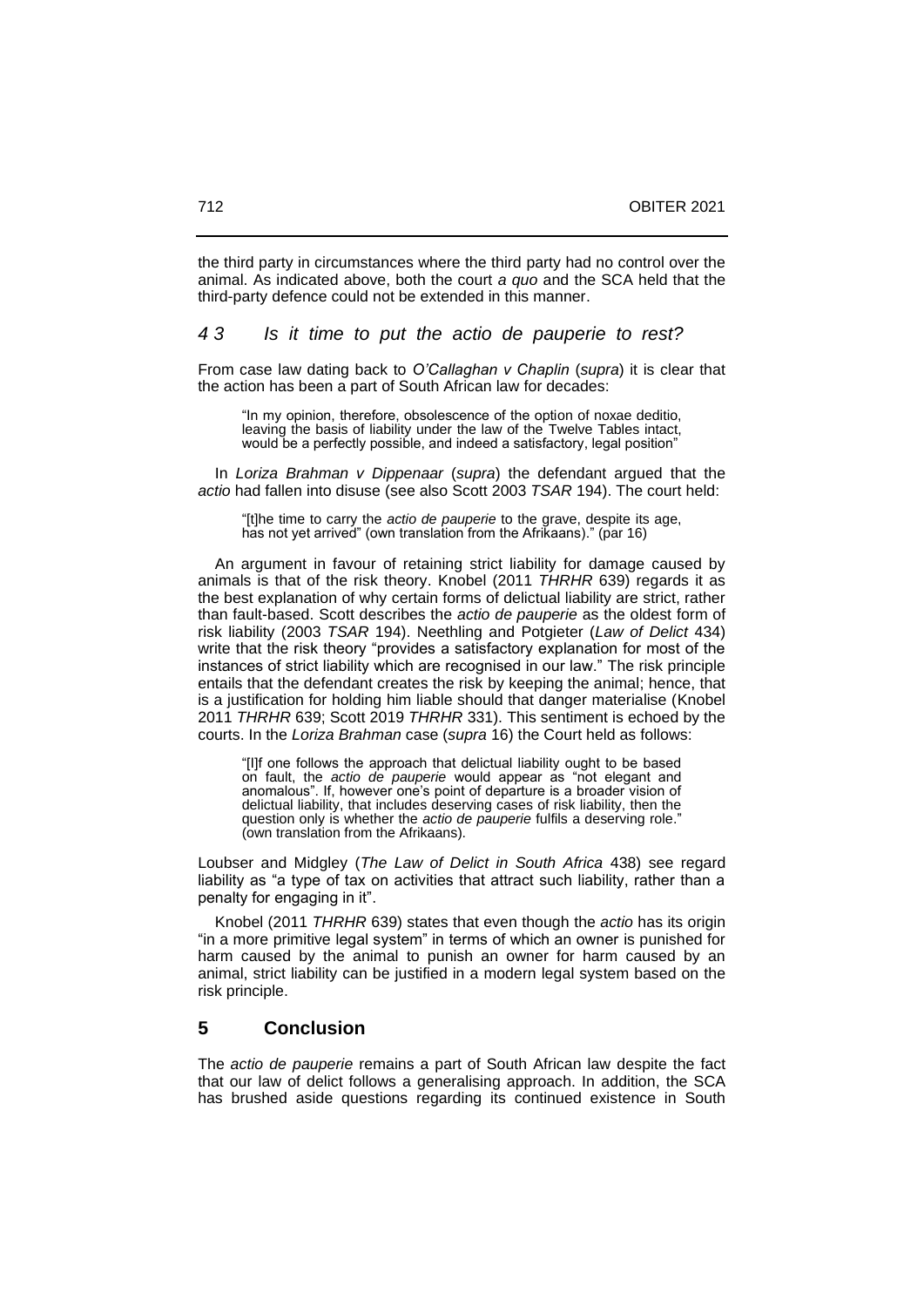the third party in circumstances where the third party had no control over the animal. As indicated above, both the court *a quo* and the SCA held that the third-party defence could not be extended in this manner.

### *4 3 Is it time to put the actio de pauperie to rest?*

From case law dating back to *O'Callaghan v Chaplin* (*supra*) it is clear that the action has been a part of South African law for decades:

> "In my opinion, therefore, obsolescence of the option of noxae deditio, leaving the basis of liability under the law of the Twelve Tables intact, would be a perfectly possible, and indeed a satisfactory, legal position"

In *Loriza Brahman v Dippenaar* (*supra*) the defendant argued that the *actio* had fallen into disuse (see also Scott 2003 *TSAR* 194). The court held:

> "[t]he time to carry the *actio de pauperie* to the grave, despite its age, has not yet arrived" (own translation from the Afrikaans)." (par 16)

An argument in favour of retaining strict liability for damage caused by animals is that of the risk theory. Knobel (2011 *THRHR* 639) regards it as the best explanation of why certain forms of delictual liability are strict, rather than fault-based. Scott describes the *actio de pauperie* as the oldest form of risk liability (2003 *TSAR* 194). Neethling and Potgieter (*Law of Delict* 434) write that the risk theory "provides a satisfactory explanation for most of the instances of strict liability which are recognised in our law." The risk principle entails that the defendant creates the risk by keeping the animal; hence, that is a justification for holding him liable should that danger materialise (Knobel 2011 *THRHR* 639; Scott 2019 *THRHR* 331). This sentiment is echoed by the courts. In the *Loriza Brahman* case (*supra* 16) the Court held as follows:

> "[I]f one follows the approach that delictual liability ought to be based on fault, the *actio de pauperie* would appear as "not elegant and anomalous". If, however one's point of departure is a broader vision of delictual liability, that includes deserving cases of risk liability, then the question only is whether the *actio de pauperie* fulfils a deserving role." (own translation from the Afrikaans).

Loubser and Midgley (*The Law of Delict in South Africa* 438) see regard liability as "a type of tax on activities that attract such liability, rather than a penalty for engaging in it".

Knobel (2011 *THRHR* 639) states that even though the *actio* has its origin "in a more primitive legal system" in terms of which an owner is punished for harm caused by the animal to punish an owner for harm caused by an animal, strict liability can be justified in a modern legal system based on the risk principle.

## 5 Conclusion

The *actio de pauperie* remains a part of South African law despite the fact that our law of delict follows a generalising approach. In addition, the SCA has brushed aside questions regarding its continued existence in South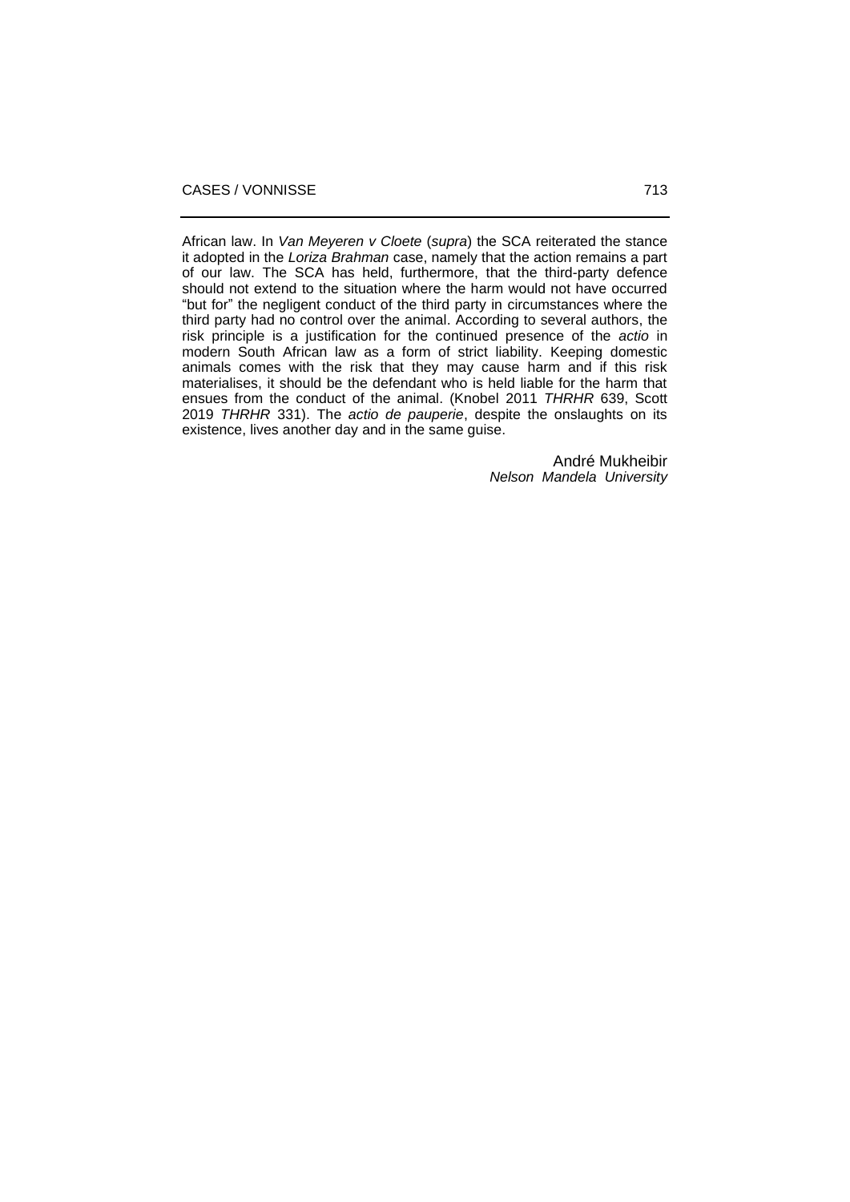African law. In *Van Meyeren v Cloete* (*supra*) the SCA reiterated the stance it adopted in the *Loriza Brahman* case, namely that the action remains a part of our law. The SCA has held, furthermore, that the third-party defence should not extend to the situation where the harm would not have occurred "but for" the negligent conduct of the third party in circumstances where the third party had no control over the animal. According to several authors, the risk principle is a justification for the continued presence of the *actio* in modern South African law as a form of strict liability. Keeping domestic animals comes with the risk that they may cause harm and if this risk materialises, it should be the defendant who is held liable for the harm that ensues from the conduct of the animal. (Knobel 2011 *THRHR* 639, Scott 2019 *THRHR* 331). The *actio de pauperie*, despite the onslaughts on its existence, lives another day and in the same guise.

André Mukheibir
*Nelson Mandela University*